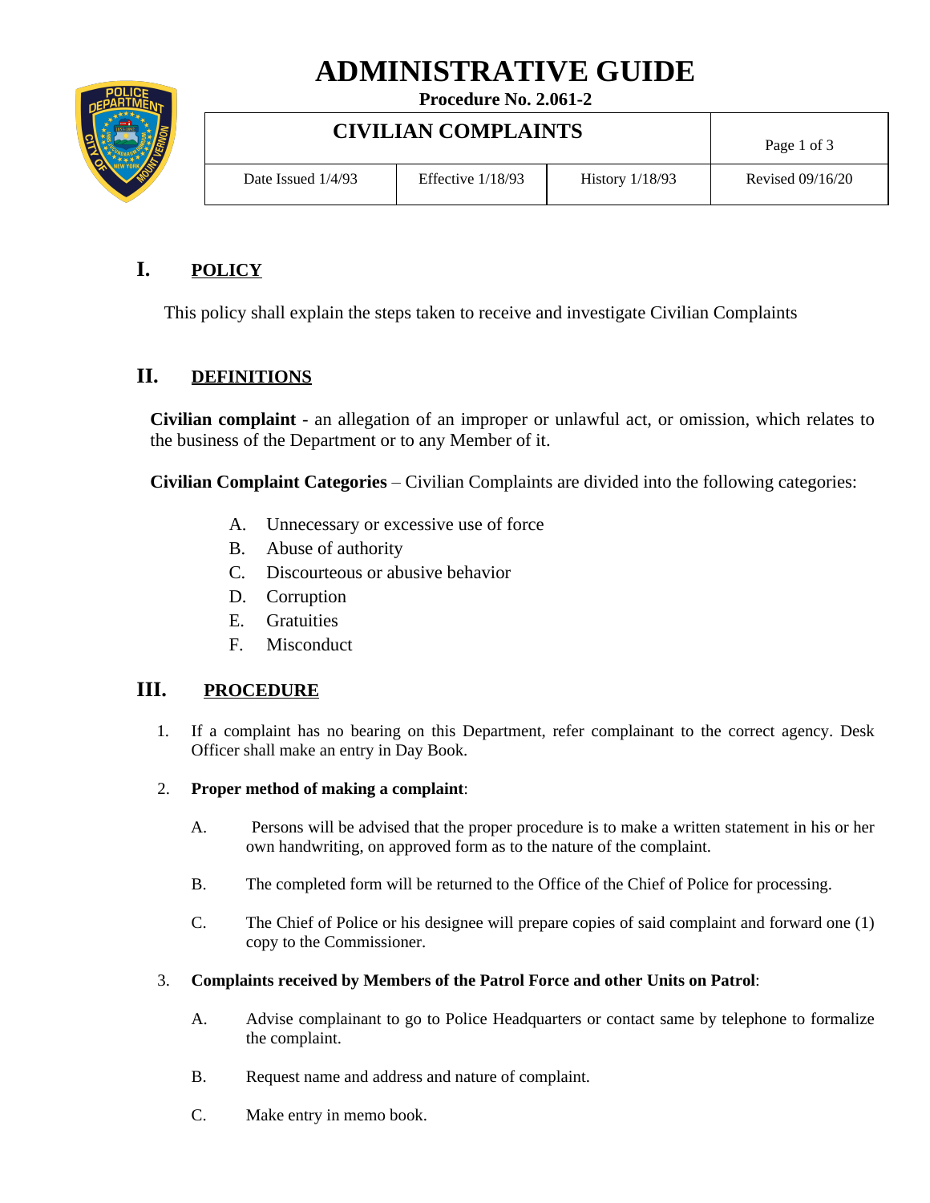# ADMINISTRATIVE GUIDE

**Procedure No. 2.061-2**

| CIVILIAN COMPLAINTS | | | |
|---|---|---|---|
| Date Issued 1/4/93 | Effective 1/18/93 | History 1/18/93 | Revised 09/16/20 |

## I. POLICY

This policy shall explain the steps taken to receive and investigate Civilian Complaints

## II. DEFINITIONS

**Civilian complaint** - an allegation of an improper or unlawful act, or omission, which relates to the business of the Department or to any Member of it.

**Civilian Complaint Categories** – Civilian Complaints are divided into the following categories:

A. Unnecessary or excessive use of force
B. Abuse of authority
C. Discourteous or abusive behavior
D. Corruption
E. Gratuities
F. Misconduct

## III. PROCEDURE

1. If a complaint has no bearing on this Department, refer complainant to the correct agency. Desk Officer shall make an entry in Day Book.

2. **Proper method of making a complaint**:

   A. Persons will be advised that the proper procedure is to make a written statement in his or her own handwriting, on approved form as to the nature of the complaint.

   B. The completed form will be returned to the Office of the Chief of Police for processing.

   C. The Chief of Police or his designee will prepare copies of said complaint and forward one (1) copy to the Commissioner.

3. **Complaints received by Members of the Patrol Force and other Units on Patrol**:

   A. Advise complainant to go to Police Headquarters or contact same by telephone to formalize the complaint.

   B. Request name and address and nature of complaint.

   C. Make entry in memo book.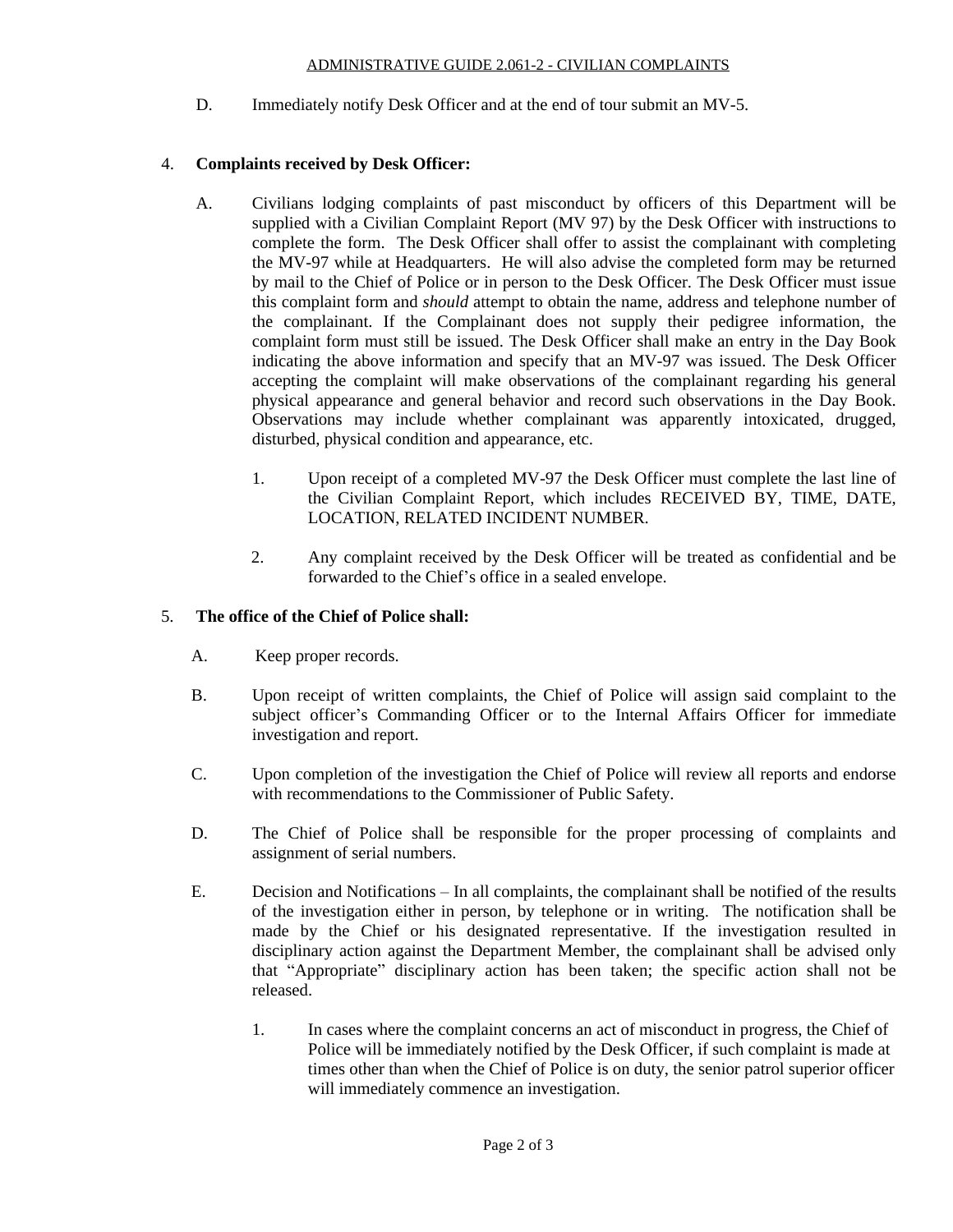D. Immediately notify Desk Officer and at the end of tour submit an MV-5.

4. **Complaints received by Desk Officer:**

   A. Civilians lodging complaints of past misconduct by officers of this Department will be supplied with a Civilian Complaint Report (MV 97) by the Desk Officer with instructions to complete the form. The Desk Officer shall offer to assist the complainant with completing the MV-97 while at Headquarters. He will also advise the completed form may be returned by mail to the Chief of Police or in person to the Desk Officer. The Desk Officer must issue this complaint form and *should* attempt to obtain the name, address and telephone number of the complainant. If the Complainant does not supply their pedigree information, the complaint form must still be issued. The Desk Officer shall make an entry in the Day Book indicating the above information and specify that an MV-97 was issued. The Desk Officer accepting the complaint will make observations of the complainant regarding his general physical appearance and general behavior and record such observations in the Day Book. Observations may include whether complainant was apparently intoxicated, drugged, disturbed, physical condition and appearance, etc.

      1. Upon receipt of a completed MV-97 the Desk Officer must complete the last line of the Civilian Complaint Report, which includes RECEIVED BY, TIME, DATE, LOCATION, RELATED INCIDENT NUMBER.

      2. Any complaint received by the Desk Officer will be treated as confidential and be forwarded to the Chief's office in a sealed envelope.

5. **The office of the Chief of Police shall:**

   A. Keep proper records.

   B. Upon receipt of written complaints, the Chief of Police will assign said complaint to the subject officer's Commanding Officer or to the Internal Affairs Officer for immediate investigation and report.

   C. Upon completion of the investigation the Chief of Police will review all reports and endorse with recommendations to the Commissioner of Public Safety.

   D. The Chief of Police shall be responsible for the proper processing of complaints and assignment of serial numbers.

   E. Decision and Notifications – In all complaints, the complainant shall be notified of the results of the investigation either in person, by telephone or in writing. The notification shall be made by the Chief or his designated representative. If the investigation resulted in disciplinary action against the Department Member, the complainant shall be advised only that "Appropriate" disciplinary action has been taken; the specific action shall not be released.

      1. In cases where the complaint concerns an act of misconduct in progress, the Chief of Police will be immediately notified by the Desk Officer, if such complaint is made at times other than when the Chief of Police is on duty, the senior patrol superior officer will immediately commence an investigation.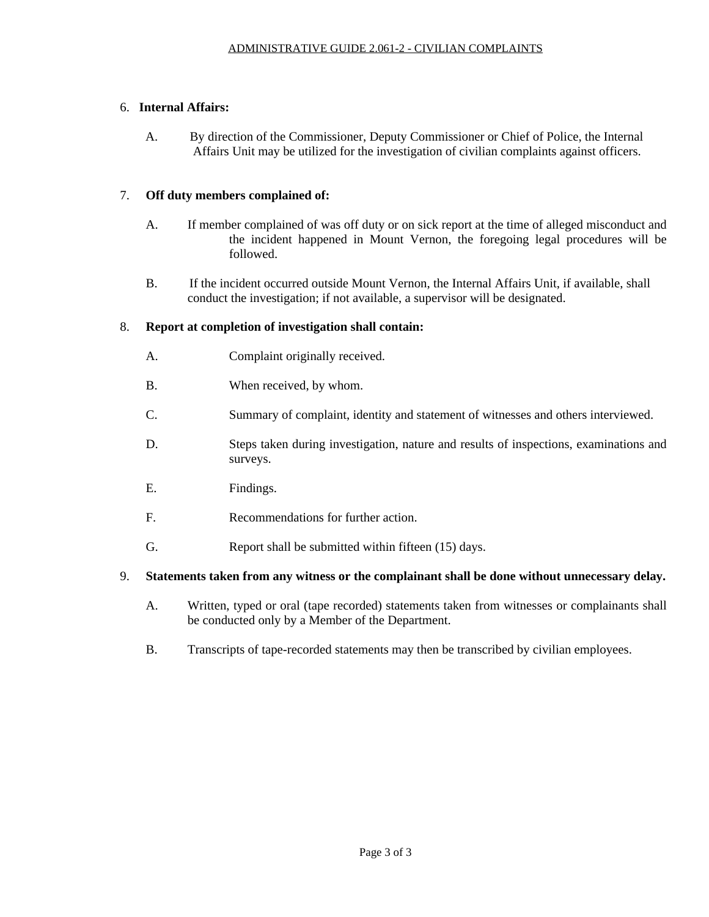6. **Internal Affairs:**

   A. By direction of the Commissioner, Deputy Commissioner or Chief of Police, the Internal Affairs Unit may be utilized for the investigation of civilian complaints against officers.

7. **Off duty members complained of:**

   A. If member complained of was off duty or on sick report at the time of alleged misconduct and the incident happened in Mount Vernon, the foregoing legal procedures will be followed.

   B. If the incident occurred outside Mount Vernon, the Internal Affairs Unit, if available, shall conduct the investigation; if not available, a supervisor will be designated.

8. **Report at completion of investigation shall contain:**

   A. Complaint originally received.

   B. When received, by whom.

   C. Summary of complaint, identity and statement of witnesses and others interviewed.

   D. Steps taken during investigation, nature and results of inspections, examinations and surveys.

   E. Findings.

   F. Recommendations for further action.

   G. Report shall be submitted within fifteen (15) days.

9. **Statements taken from any witness or the complainant shall be done without unnecessary delay.**

   A. Written, typed or oral (tape recorded) statements taken from witnesses or complainants shall be conducted only by a Member of the Department.

   B. Transcripts of tape-recorded statements may then be transcribed by civilian employees.